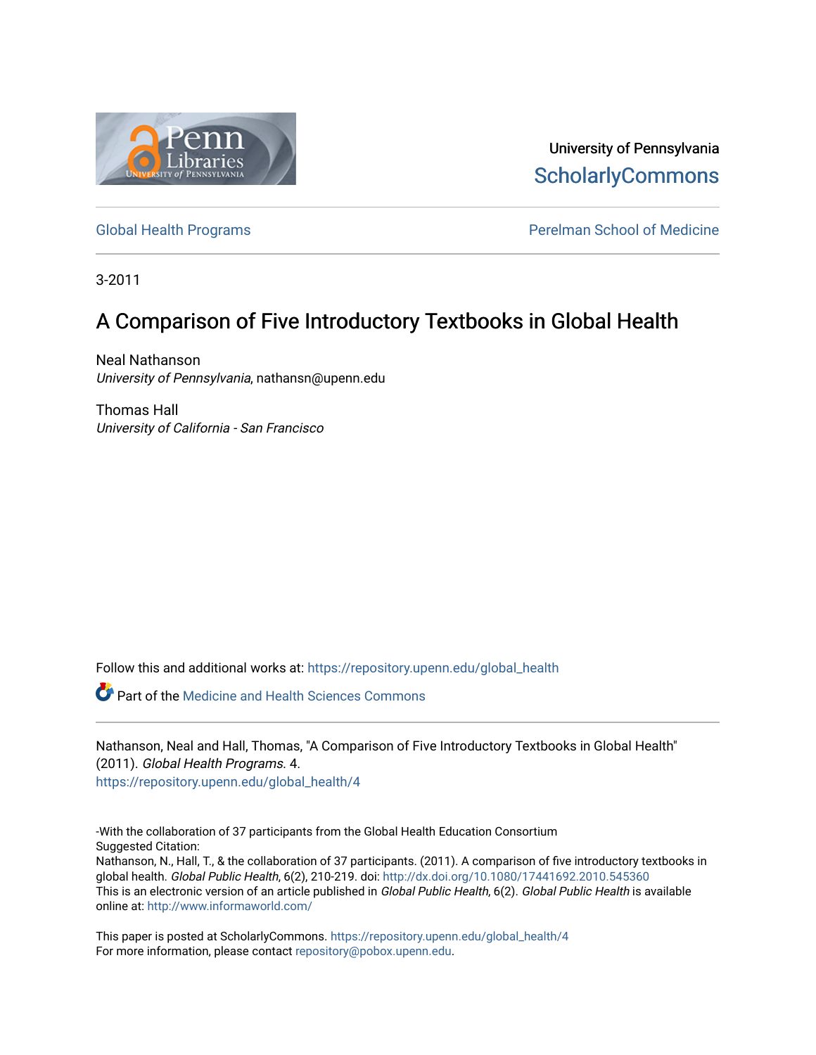University of Pennsylvania
ScholarlyCommons

Global Health Programs | Perelman School of Medicine

3-2011

# A Comparison of Five Introductory Textbooks in Global Health

Neal Nathanson
*University of Pennsylvania*, nathansn@upenn.edu

Thomas Hall
*University of California - San Francisco*

Follow this and additional works at: https://repository.upenn.edu/global_health

Part of the Medicine and Health Sciences Commons

Nathanson, Neal and Hall, Thomas, "A Comparison of Five Introductory Textbooks in Global Health" (2011). *Global Health Programs*. 4.
https://repository.upenn.edu/global_health/4

-With the collaboration of 37 participants from the Global Health Education Consortium
Suggested Citation:
Nathanson, N., Hall, T., & the collaboration of 37 participants. (2011). A comparison of five introductory textbooks in global health. *Global Public Health*, 6(2), 210-219. doi: http://dx.doi.org/10.1080/17441692.2010.545360
This is an electronic version of an article published in *Global Public Health*, 6(2). *Global Public Health* is available online at: http://www.informaworld.com/

This paper is posted at ScholarlyCommons. https://repository.upenn.edu/global_health/4
For more information, please contact repository@pobox.upenn.edu.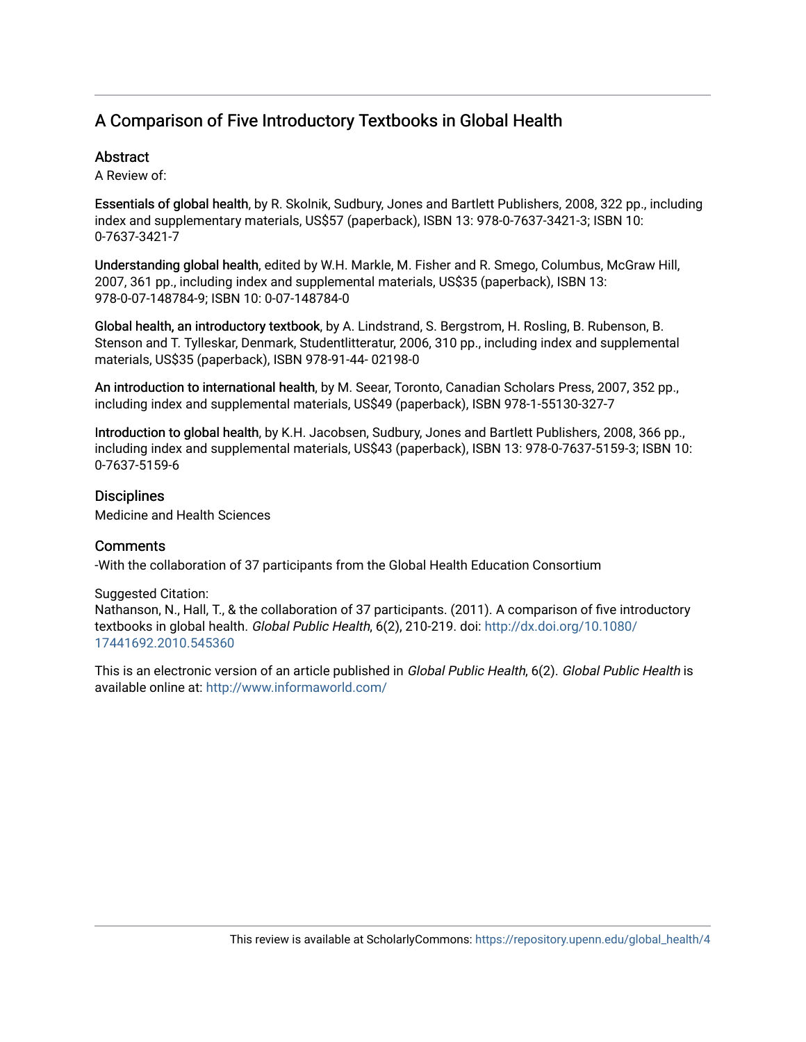## A Comparison of Five Introductory Textbooks in Global Health

### Abstract

A Review of:

**Essentials of global health**, by R. Skolnik, Sudbury, Jones and Bartlett Publishers, 2008, 322 pp., including index and supplementary materials, US$57 (paperback), ISBN 13: 978-0-7637-3421-3; ISBN 10: 0-7637-3421-7

**Understanding global health**, edited by W.H. Markle, M. Fisher and R. Smego, Columbus, McGraw Hill, 2007, 361 pp., including index and supplemental materials, US$35 (paperback), ISBN 13: 978-0-07-148784-9; ISBN 10: 0-07-148784-0

**Global health, an introductory textbook**, by A. Lindstrand, S. Bergstrom, H. Rosling, B. Rubenson, B. Stenson and T. Tylleskar, Denmark, Studentlitteratur, 2006, 310 pp., including index and supplemental materials, US$35 (paperback), ISBN 978-91-44- 02198-0

**An introduction to international health**, by M. Seear, Toronto, Canadian Scholars Press, 2007, 352 pp., including index and supplemental materials, US$49 (paperback), ISBN 978-1-55130-327-7

**Introduction to global health**, by K.H. Jacobsen, Sudbury, Jones and Bartlett Publishers, 2008, 366 pp., including index and supplemental materials, US$43 (paperback), ISBN 13: 978-0-7637-5159-3; ISBN 10: 0-7637-5159-6

### Disciplines

Medicine and Health Sciences

### Comments

-With the collaboration of 37 participants from the Global Health Education Consortium

Suggested Citation:
Nathanson, N., Hall, T., & the collaboration of 37 participants. (2011). A comparison of five introductory textbooks in global health. *Global Public Health*, 6(2), 210-219. doi: http://dx.doi.org/10.1080/17441692.2010.545360

This is an electronic version of an article published in *Global Public Health*, 6(2). *Global Public Health* is available online at: http://www.informaworld.com/

This review is available at ScholarlyCommons: https://repository.upenn.edu/global_health/4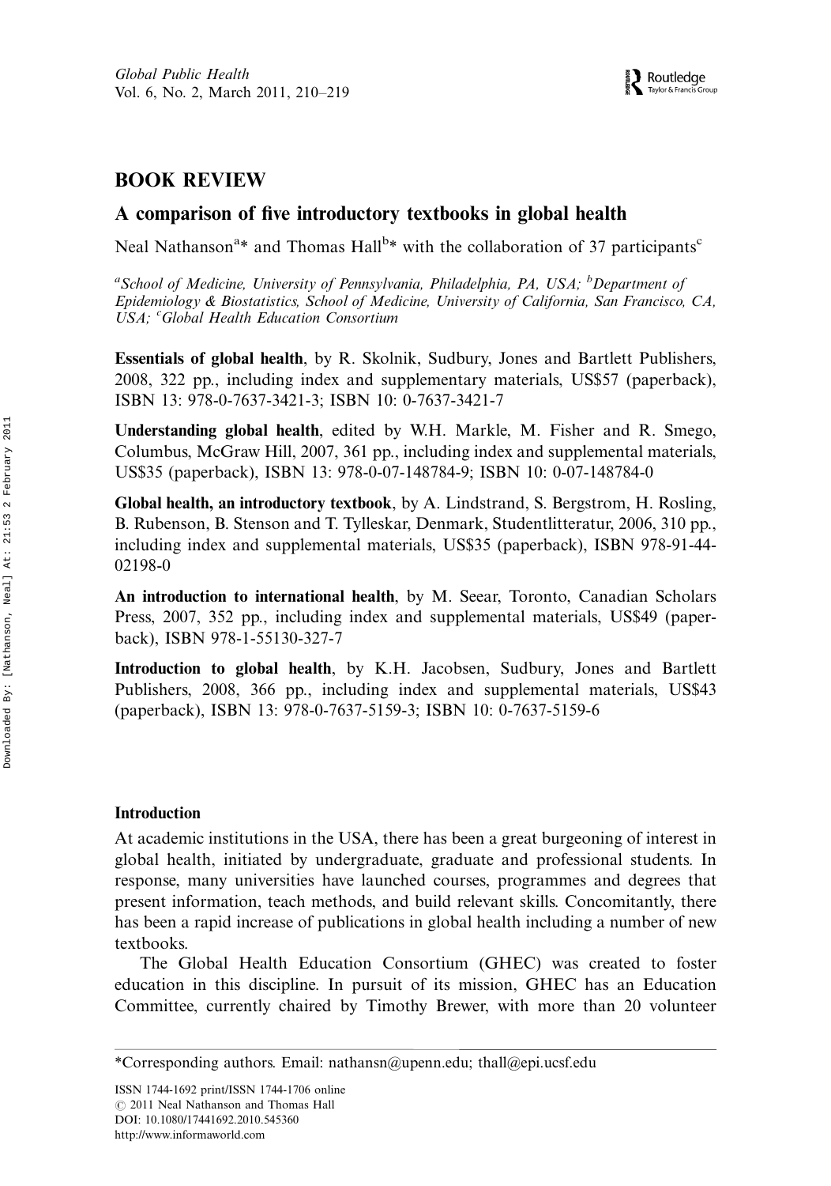# BOOK REVIEW

## A comparison of five introductory textbooks in global health

Neal Nathanson[a]* and Thomas Hall[b]* with the collaboration of 37 participants[c]

[a]School of Medicine, University of Pennsylvania, Philadelphia, PA, USA; [b]Department of Epidemiology & Biostatistics, School of Medicine, University of California, San Francisco, CA, USA; [c]Global Health Education Consortium

**Essentials of global health**, by R. Skolnik, Sudbury, Jones and Bartlett Publishers, 2008, 322 pp., including index and supplementary materials, US$57 (paperback), ISBN 13: 978-0-7637-3421-3; ISBN 10: 0-7637-3421-7

**Understanding global health**, edited by W.H. Markle, M. Fisher and R. Smego, Columbus, McGraw Hill, 2007, 361 pp., including index and supplemental materials, US$35 (paperback), ISBN 13: 978-0-07-148784-9; ISBN 10: 0-07-148784-0

**Global health, an introductory textbook**, by A. Lindstrand, S. Bergstrom, H. Rosling, B. Rubenson, B. Stenson and T. Tylleskar, Denmark, Studentlitteratur, 2006, 310 pp., including index and supplemental materials, US$35 (paperback), ISBN 978-91-44-02198-0

**An introduction to international health**, by M. Seear, Toronto, Canadian Scholars Press, 2007, 352 pp., including index and supplemental materials, US$49 (paperback), ISBN 978-1-55130-327-7

**Introduction to global health**, by K.H. Jacobsen, Sudbury, Jones and Bartlett Publishers, 2008, 366 pp., including index and supplemental materials, US$43 (paperback), ISBN 13: 978-0-7637-5159-3; ISBN 10: 0-7637-5159-6

### Introduction

At academic institutions in the USA, there has been a great burgeoning of interest in global health, initiated by undergraduate, graduate and professional students. In response, many universities have launched courses, programmes and degrees that present information, teach methods, and build relevant skills. Concomitantly, there has been a rapid increase of publications in global health including a number of new textbooks.

The Global Health Education Consortium (GHEC) was created to foster education in this discipline. In pursuit of its mission, GHEC has an Education Committee, currently chaired by Timothy Brewer, with more than 20 volunteer

*Corresponding authors. Email: nathansn@upenn.edu; thall@epi.ucsf.edu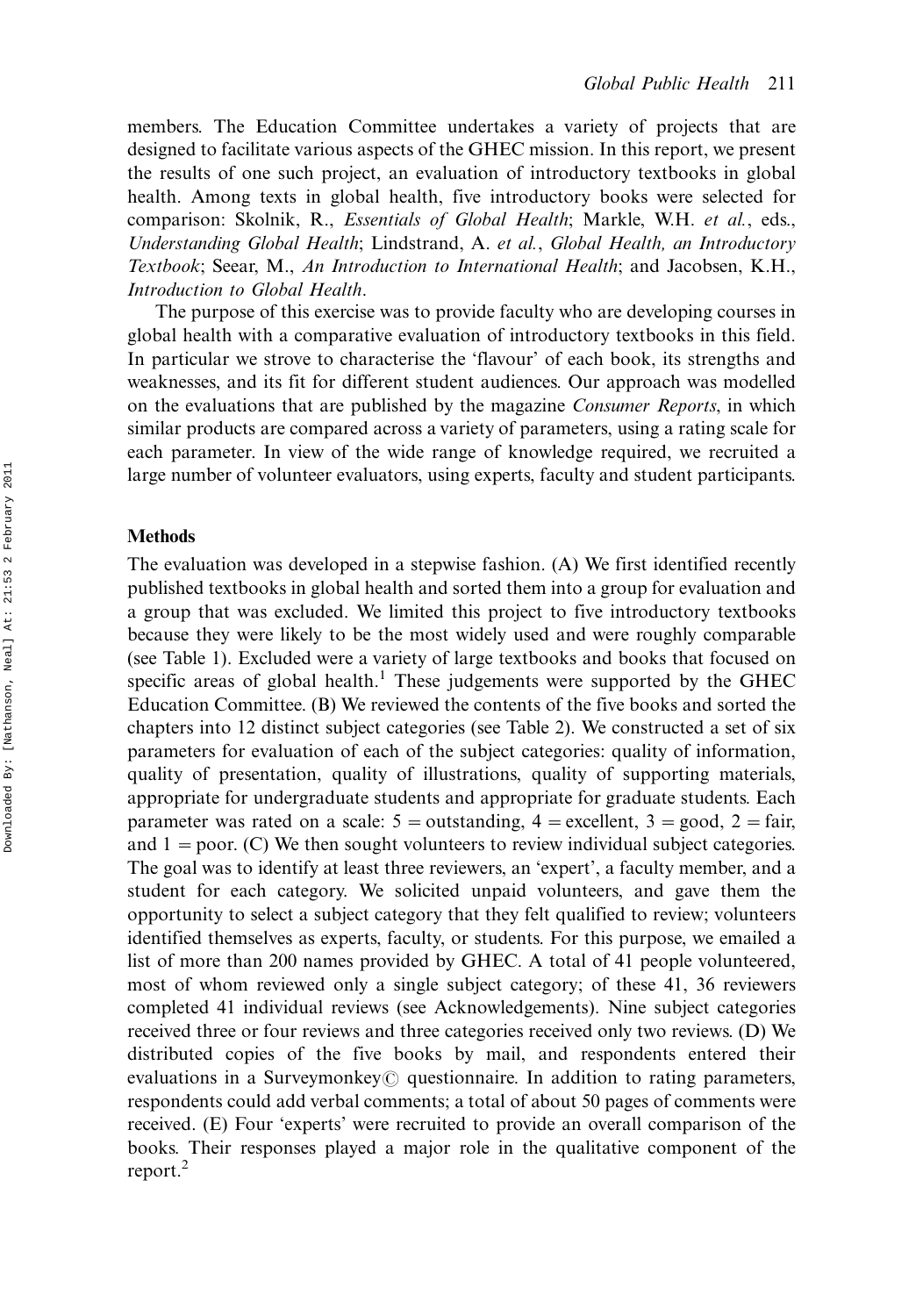members. The Education Committee undertakes a variety of projects that are designed to facilitate various aspects of the GHEC mission. In this report, we present the results of one such project, an evaluation of introductory textbooks in global health. Among texts in global health, five introductory books were selected for comparison: Skolnik, R., *Essentials of Global Health*; Markle, W.H. *et al.*, eds., *Understanding Global Health*; Lindstrand, A. *et al.*, *Global Health, an Introductory Textbook*; Seear, M., *An Introduction to International Health*; and Jacobsen, K.H., *Introduction to Global Health*.

The purpose of this exercise was to provide faculty who are developing courses in global health with a comparative evaluation of introductory textbooks in this field. In particular we strove to characterise the 'flavour' of each book, its strengths and weaknesses, and its fit for different student audiences. Our approach was modelled on the evaluations that are published by the magazine *Consumer Reports*, in which similar products are compared across a variety of parameters, using a rating scale for each parameter. In view of the wide range of knowledge required, we recruited a large number of volunteer evaluators, using experts, faculty and student participants.

## Methods

The evaluation was developed in a stepwise fashion. (A) We first identified recently published textbooks in global health and sorted them into a group for evaluation and a group that was excluded. We limited this project to five introductory textbooks because they were likely to be the most widely used and were roughly comparable (see Table 1). Excluded were a variety of large textbooks and books that focused on specific areas of global health.[1] These judgements were supported by the GHEC Education Committee. (B) We reviewed the contents of the five books and sorted the chapters into 12 distinct subject categories (see Table 2). We constructed a set of six parameters for evaluation of each of the subject categories: quality of information, quality of presentation, quality of illustrations, quality of supporting materials, appropriate for undergraduate students and appropriate for graduate students. Each parameter was rated on a scale: 5 = outstanding, 4 = excellent, 3 = good, 2 = fair, and 1 = poor. (C) We then sought volunteers to review individual subject categories. The goal was to identify at least three reviewers, an 'expert', a faculty member, and a student for each category. We solicited unpaid volunteers, and gave them the opportunity to select a subject category that they felt qualified to review; volunteers identified themselves as experts, faculty, or students. For this purpose, we emailed a list of more than 200 names provided by GHEC. A total of 41 people volunteered, most of whom reviewed only a single subject category; of these 41, 36 reviewers completed 41 individual reviews (see Acknowledgements). Nine subject categories received three or four reviews and three categories received only two reviews. (D) We distributed copies of the five books by mail, and respondents entered their evaluations in a Surveymonkey© questionnaire. In addition to rating parameters, respondents could add verbal comments; a total of about 50 pages of comments were received. (E) Four 'experts' were recruited to provide an overall comparison of the books. Their responses played a major role in the qualitative component of the report.[2]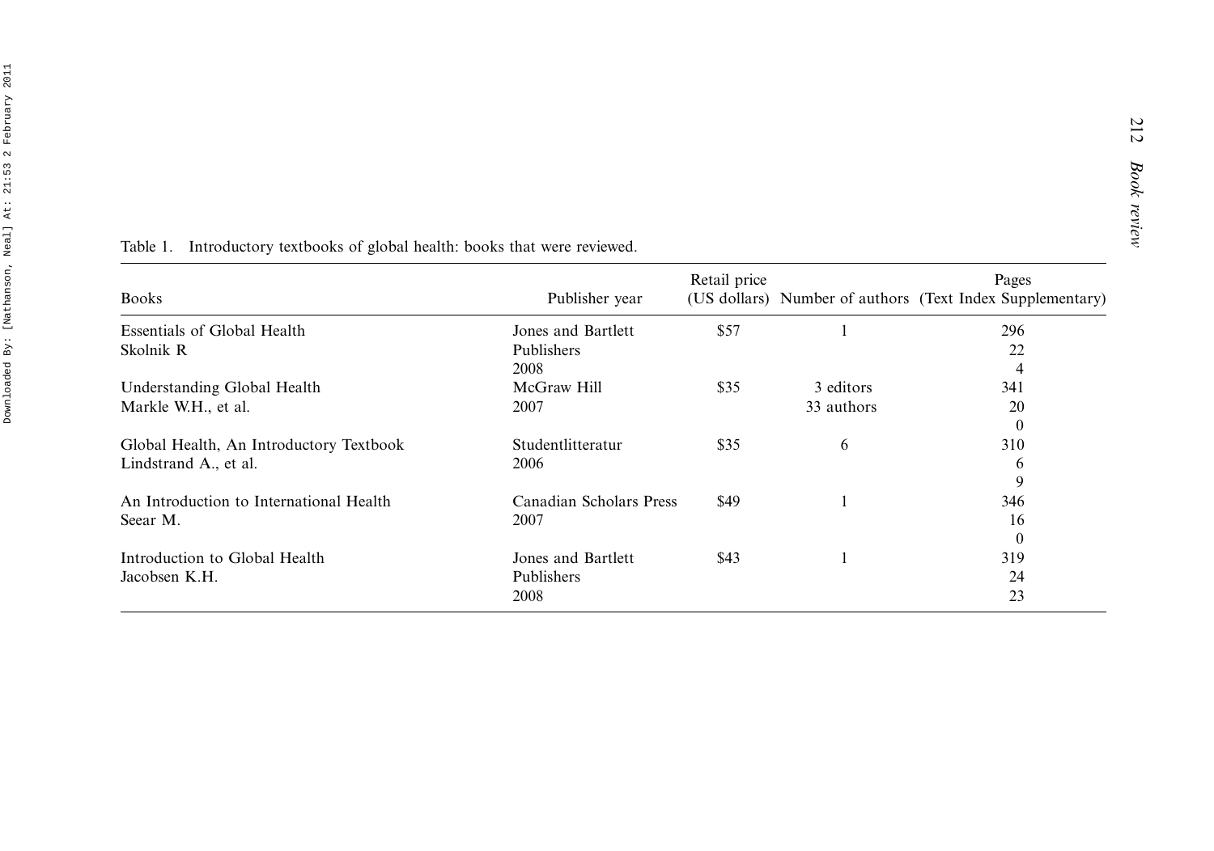Table 1. Introductory textbooks of global health: books that were reviewed.

| Books | Publisher year | Retail price (US dollars) | Number of authors | Pages (Text Index Supplementary) |
|---|---|---|---|---|
| Essentials of Global Health Skolnik R | Jones and Bartlett Publishers 2008 | $57 | 1 | 296 22 4 |
| Understanding Global Health Markle W.H., et al. | McGraw Hill 2007 | $35 | 3 editors 33 authors | 341 20 0 |
| Global Health, An Introductory Textbook Lindstrand A., et al. | Studentlitteratur 2006 | $35 | 6 | 310 6 9 |
| An Introduction to International Health Seear M. | Canadian Scholars Press 2007 | $49 | 1 | 346 16 0 |
| Introduction to Global Health Jacobsen K.H. | Jones and Bartlett Publishers 2008 | $43 | 1 | 319 24 23 |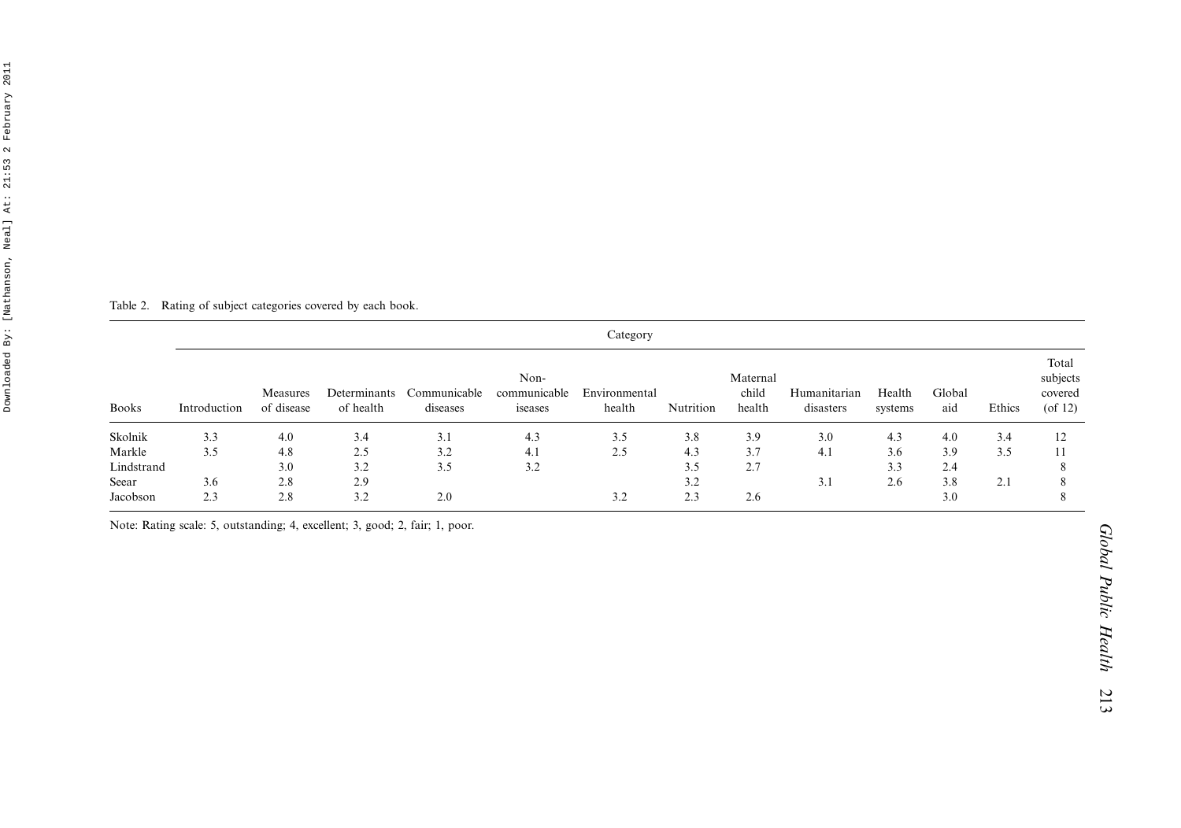Table 2. Rating of subject categories covered by each book.

| | Category | | | | | | | | | | | | |
|---|---|---|---|---|---|---|---|---|---|---|---|---|---|
| Books | Introduction | Measures of disease | Determinants of health | Communicable diseases | Non-communicable iseases | Environmental health | Nutrition | Maternal child health | Humanitarian disasters | Health systems | Global aid | Ethics | Total subjects covered (of 12) |
| Skolnik | 3.3 | 4.0 | 3.4 | 3.1 | 4.3 | 3.5 | 3.8 | 3.9 | 3.0 | 4.3 | 4.0 | 3.4 | 12 |
| Markle | 3.5 | 4.8 | 2.5 | 3.2 | 4.1 | 2.5 | 4.3 | 3.7 | 4.1 | 3.6 | 3.9 | 3.5 | 11 |
| Lindstrand | | 3.0 | 3.2 | 3.5 | 3.2 | | 3.5 | 2.7 | | 3.3 | 2.4 | | 8 |
| Seear | 3.6 | 2.8 | 2.9 | | | | 3.2 | | 3.1 | 2.6 | 3.8 | 2.1 | 8 |
| Jacobson | 2.3 | 2.8 | 3.2 | 2.0 | | 3.2 | 2.3 | 2.6 | | | 3.0 | | 8 |

Note: Rating scale: 5, outstanding; 4, excellent; 3, good; 2, fair; 1, poor.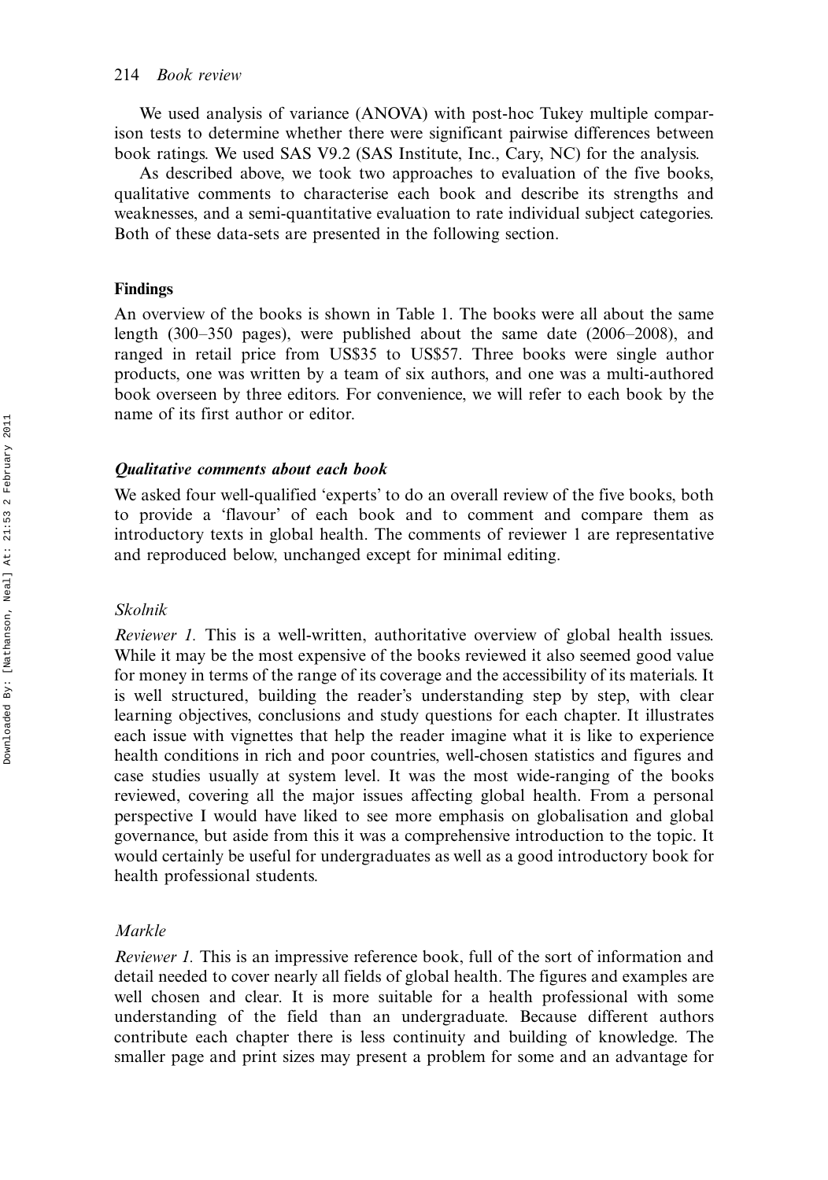We used analysis of variance (ANOVA) with post-hoc Tukey multiple comparison tests to determine whether there were significant pairwise differences between book ratings. We used SAS V9.2 (SAS Institute, Inc., Cary, NC) for the analysis.

As described above, we took two approaches to evaluation of the five books, qualitative comments to characterise each book and describe its strengths and weaknesses, and a semi-quantitative evaluation to rate individual subject categories. Both of these data-sets are presented in the following section.

## Findings

An overview of the books is shown in Table 1. The books were all about the same length (300–350 pages), were published about the same date (2006–2008), and ranged in retail price from US$35 to US$57. Three books were single author products, one was written by a team of six authors, and one was a multi-authored book overseen by three editors. For convenience, we will refer to each book by the name of its first author or editor.

### *Qualitative comments about each book*

We asked four well-qualified 'experts' to do an overall review of the five books, both to provide a 'flavour' of each book and to comment and compare them as introductory texts in global health. The comments of reviewer 1 are representative and reproduced below, unchanged except for minimal editing.

#### *Skolnik*

*Reviewer 1.* This is a well-written, authoritative overview of global health issues. While it may be the most expensive of the books reviewed it also seemed good value for money in terms of the range of its coverage and the accessibility of its materials. It is well structured, building the reader's understanding step by step, with clear learning objectives, conclusions and study questions for each chapter. It illustrates each issue with vignettes that help the reader imagine what it is like to experience health conditions in rich and poor countries, well-chosen statistics and figures and case studies usually at system level. It was the most wide-ranging of the books reviewed, covering all the major issues affecting global health. From a personal perspective I would have liked to see more emphasis on globalisation and global governance, but aside from this it was a comprehensive introduction to the topic. It would certainly be useful for undergraduates as well as a good introductory book for health professional students.

#### *Markle*

*Reviewer 1.* This is an impressive reference book, full of the sort of information and detail needed to cover nearly all fields of global health. The figures and examples are well chosen and clear. It is more suitable for a health professional with some understanding of the field than an undergraduate. Because different authors contribute each chapter there is less continuity and building of knowledge. The smaller page and print sizes may present a problem for some and an advantage for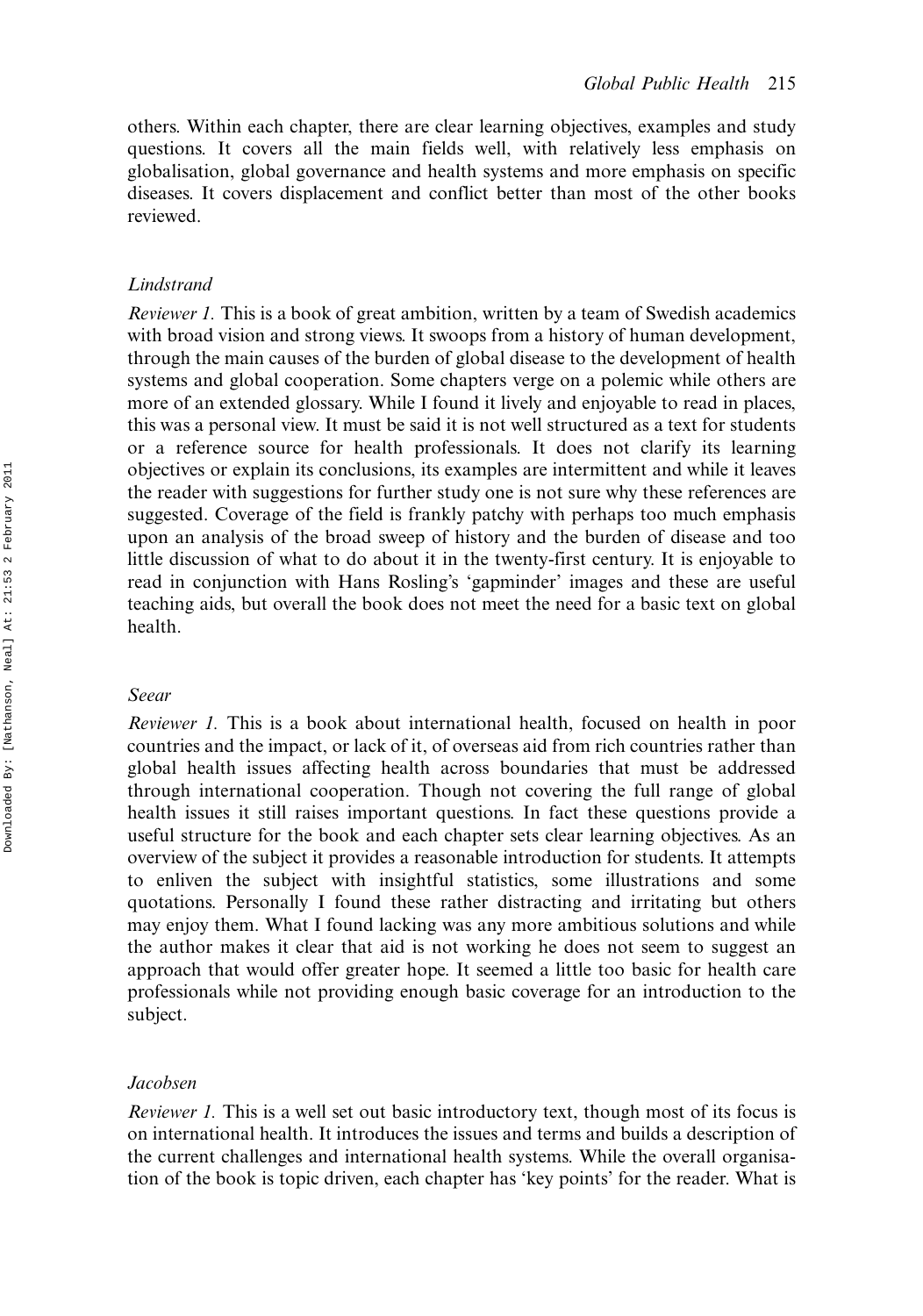others. Within each chapter, there are clear learning objectives, examples and study questions. It covers all the main fields well, with relatively less emphasis on globalisation, global governance and health systems and more emphasis on specific diseases. It covers displacement and conflict better than most of the other books reviewed.

### *Lindstrand*

*Reviewer 1.* This is a book of great ambition, written by a team of Swedish academics with broad vision and strong views. It swoops from a history of human development, through the main causes of the burden of global disease to the development of health systems and global cooperation. Some chapters verge on a polemic while others are more of an extended glossary. While I found it lively and enjoyable to read in places, this was a personal view. It must be said it is not well structured as a text for students or a reference source for health professionals. It does not clarify its learning objectives or explain its conclusions, its examples are intermittent and while it leaves the reader with suggestions for further study one is not sure why these references are suggested. Coverage of the field is frankly patchy with perhaps too much emphasis upon an analysis of the broad sweep of history and the burden of disease and too little discussion of what to do about it in the twenty-first century. It is enjoyable to read in conjunction with Hans Rosling's 'gapminder' images and these are useful teaching aids, but overall the book does not meet the need for a basic text on global health.

### *Seear*

*Reviewer 1.* This is a book about international health, focused on health in poor countries and the impact, or lack of it, of overseas aid from rich countries rather than global health issues affecting health across boundaries that must be addressed through international cooperation. Though not covering the full range of global health issues it still raises important questions. In fact these questions provide a useful structure for the book and each chapter sets clear learning objectives. As an overview of the subject it provides a reasonable introduction for students. It attempts to enliven the subject with insightful statistics, some illustrations and some quotations. Personally I found these rather distracting and irritating but others may enjoy them. What I found lacking was any more ambitious solutions and while the author makes it clear that aid is not working he does not seem to suggest an approach that would offer greater hope. It seemed a little too basic for health care professionals while not providing enough basic coverage for an introduction to the subject.

### *Jacobsen*

*Reviewer 1.* This is a well set out basic introductory text, though most of its focus is on international health. It introduces the issues and terms and builds a description of the current challenges and international health systems. While the overall organisation of the book is topic driven, each chapter has 'key points' for the reader. What is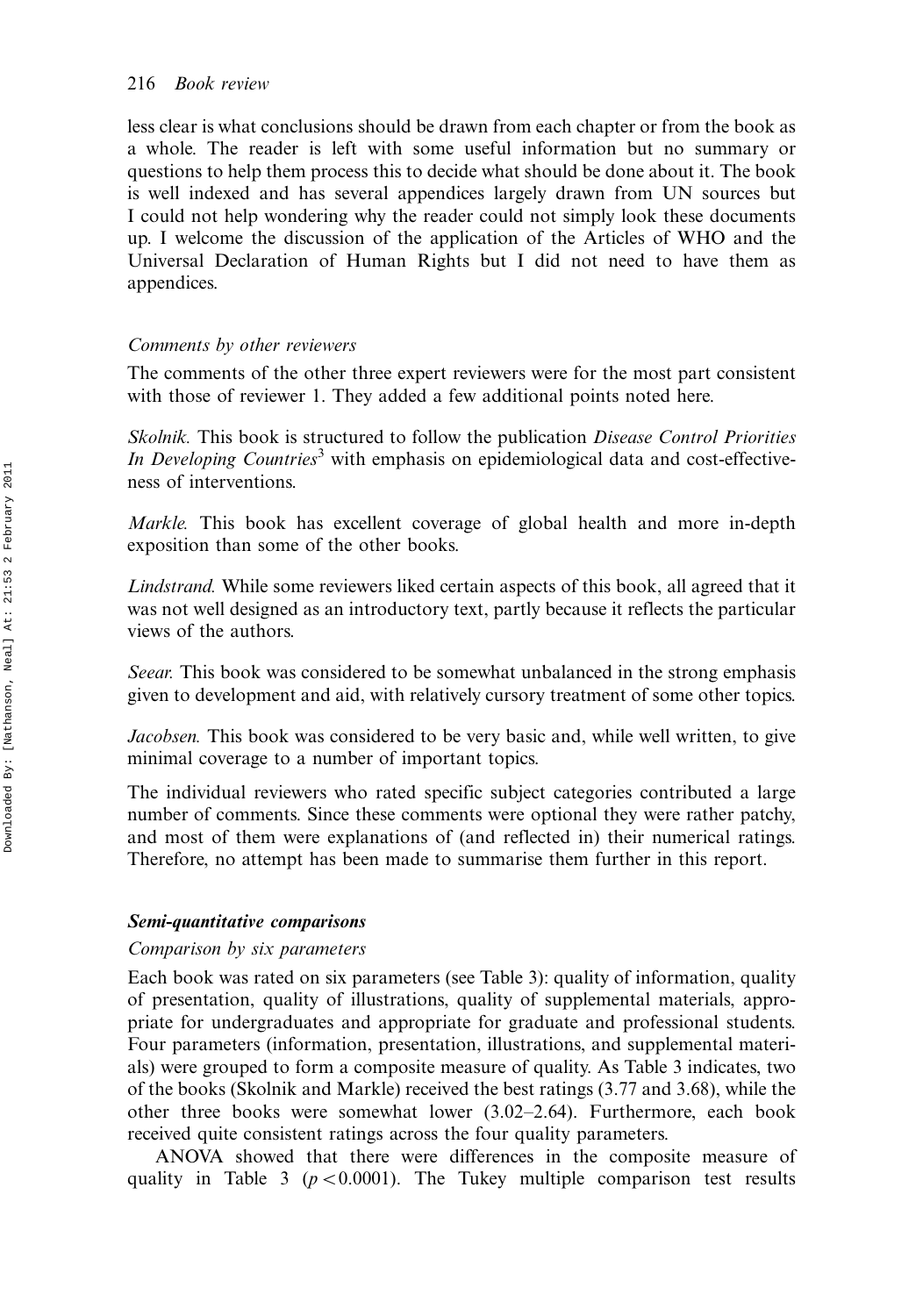less clear is what conclusions should be drawn from each chapter or from the book as a whole. The reader is left with some useful information but no summary or questions to help them process this to decide what should be done about it. The book is well indexed and has several appendices largely drawn from UN sources but I could not help wondering why the reader could not simply look these documents up. I welcome the discussion of the application of the Articles of WHO and the Universal Declaration of Human Rights but I did not need to have them as appendices.

*Comments by other reviewers*

The comments of the other three expert reviewers were for the most part consistent with those of reviewer 1. They added a few additional points noted here.

*Skolnik.* This book is structured to follow the publication *Disease Control Priorities In Developing Countries*[3] with emphasis on epidemiological data and cost-effectiveness of interventions.

*Markle.* This book has excellent coverage of global health and more in-depth exposition than some of the other books.

*Lindstrand.* While some reviewers liked certain aspects of this book, all agreed that it was not well designed as an introductory text, partly because it reflects the particular views of the authors.

*Seear.* This book was considered to be somewhat unbalanced in the strong emphasis given to development and aid, with relatively cursory treatment of some other topics.

*Jacobsen.* This book was considered to be very basic and, while well written, to give minimal coverage to a number of important topics.

The individual reviewers who rated specific subject categories contributed a large number of comments. Since these comments were optional they were rather patchy, and most of them were explanations of (and reflected in) their numerical ratings. Therefore, no attempt has been made to summarise them further in this report.

### Semi-quantitative comparisons

*Comparison by six parameters*

Each book was rated on six parameters (see Table 3): quality of information, quality of presentation, quality of illustrations, quality of supplemental materials, appropriate for undergraduates and appropriate for graduate and professional students. Four parameters (information, presentation, illustrations, and supplemental materials) were grouped to form a composite measure of quality. As Table 3 indicates, two of the books (Skolnik and Markle) received the best ratings (3.77 and 3.68), while the other three books were somewhat lower (3.02–2.64). Furthermore, each book received quite consistent ratings across the four quality parameters.

ANOVA showed that there were differences in the composite measure of quality in Table 3 ($p < 0.0001$). The Tukey multiple comparison test results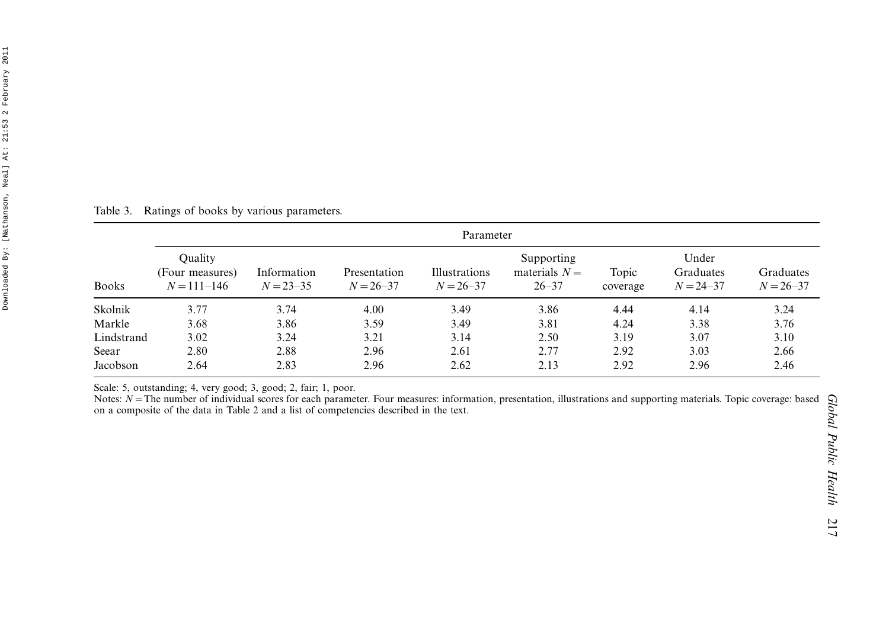Table 3. Ratings of books by various parameters.

| Books | Parameter | | | | | | | |
|---|---|---|---|---|---|---|---|---|
| | Quality (Four measures) $N = 111$–$146$ | Information $N = 23$–$35$ | Presentation $N = 26$–$37$ | Illustrations $N = 26$–$37$ | Supporting materials $N =$ 26–37 | Topic coverage | Under Graduates $N = 24$–$37$ | Graduates $N = 26$–$37$ |
| Skolnik | 3.77 | 3.74 | 4.00 | 3.49 | 3.86 | 4.44 | 4.14 | 3.24 |
| Markle | 3.68 | 3.86 | 3.59 | 3.49 | 3.81 | 4.24 | 3.38 | 3.76 |
| Lindstrand | 3.02 | 3.24 | 3.21 | 3.14 | 2.50 | 3.19 | 3.07 | 3.10 |
| Seear | 2.80 | 2.88 | 2.96 | 2.61 | 2.77 | 2.92 | 3.03 | 2.66 |
| Jacobson | 2.64 | 2.83 | 2.96 | 2.62 | 2.13 | 2.92 | 2.96 | 2.46 |

Scale: 5, outstanding; 4, very good; 3, good; 2, fair; 1, poor.

Notes: $N$ = The number of individual scores for each parameter. Four measures: information, presentation, illustrations and supporting materials. Topic coverage: based on a composite of the data in Table 2 and a list of competencies described in the text.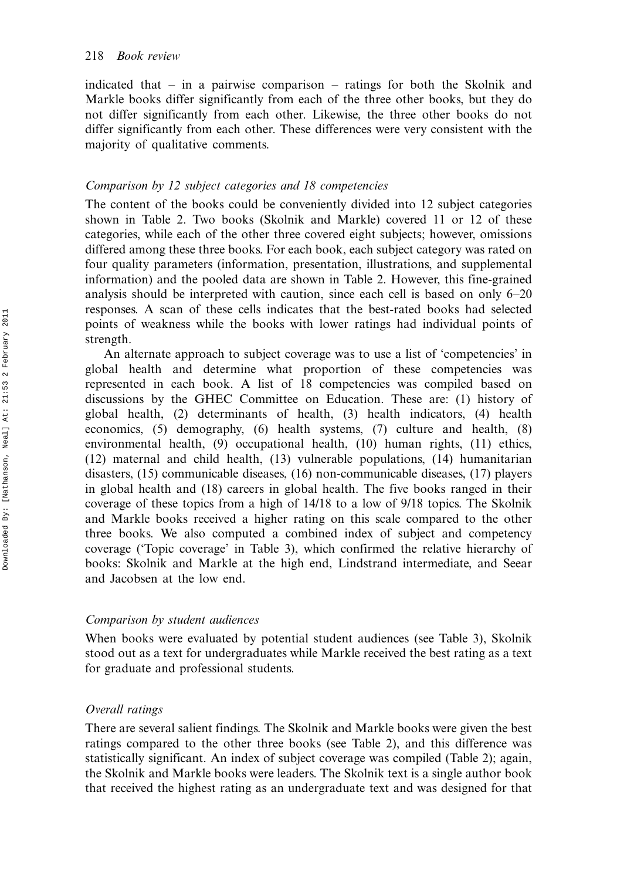indicated that – in a pairwise comparison – ratings for both the Skolnik and Markle books differ significantly from each of the three other books, but they do not differ significantly from each other. Likewise, the three other books do not differ significantly from each other. These differences were very consistent with the majority of qualitative comments.

### *Comparison by 12 subject categories and 18 competencies*

The content of the books could be conveniently divided into 12 subject categories shown in Table 2. Two books (Skolnik and Markle) covered 11 or 12 of these categories, while each of the other three covered eight subjects; however, omissions differed among these three books. For each book, each subject category was rated on four quality parameters (information, presentation, illustrations, and supplemental information) and the pooled data are shown in Table 2. However, this fine-grained analysis should be interpreted with caution, since each cell is based on only 6–20 responses. A scan of these cells indicates that the best-rated books had selected points of weakness while the books with lower ratings had individual points of strength.

An alternate approach to subject coverage was to use a list of 'competencies' in global health and determine what proportion of these competencies was represented in each book. A list of 18 competencies was compiled based on discussions by the GHEC Committee on Education. These are: (1) history of global health, (2) determinants of health, (3) health indicators, (4) health economics, (5) demography, (6) health systems, (7) culture and health, (8) environmental health, (9) occupational health, (10) human rights, (11) ethics, (12) maternal and child health, (13) vulnerable populations, (14) humanitarian disasters, (15) communicable diseases, (16) non-communicable diseases, (17) players in global health and (18) careers in global health. The five books ranged in their coverage of these topics from a high of 14/18 to a low of 9/18 topics. The Skolnik and Markle books received a higher rating on this scale compared to the other three books. We also computed a combined index of subject and competency coverage ('Topic coverage' in Table 3), which confirmed the relative hierarchy of books: Skolnik and Markle at the high end, Lindstrand intermediate, and Seear and Jacobsen at the low end.

### *Comparison by student audiences*

When books were evaluated by potential student audiences (see Table 3), Skolnik stood out as a text for undergraduates while Markle received the best rating as a text for graduate and professional students.

### *Overall ratings*

There are several salient findings. The Skolnik and Markle books were given the best ratings compared to the other three books (see Table 2), and this difference was statistically significant. An index of subject coverage was compiled (Table 2); again, the Skolnik and Markle books were leaders. The Skolnik text is a single author book that received the highest rating as an undergraduate text and was designed for that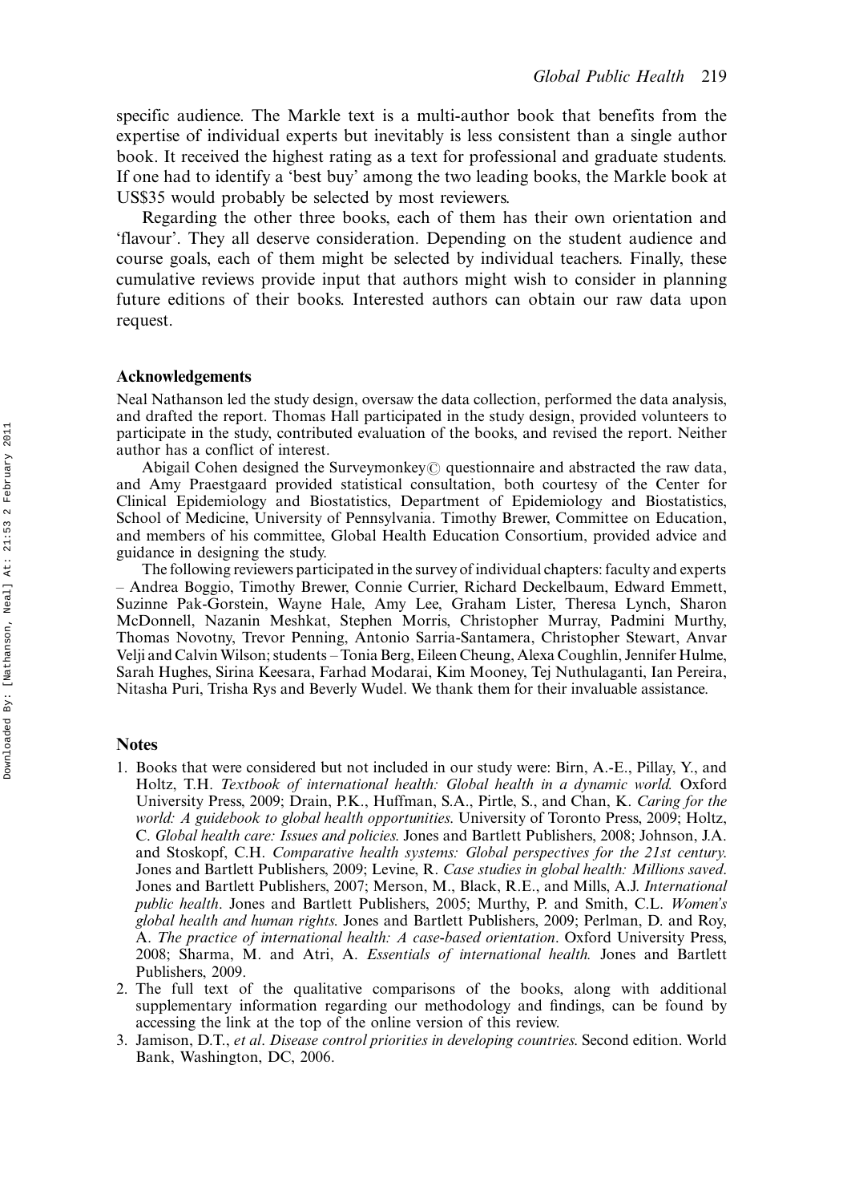specific audience. The Markle text is a multi-author book that benefits from the expertise of individual experts but inevitably is less consistent than a single author book. It received the highest rating as a text for professional and graduate students. If one had to identify a 'best buy' among the two leading books, the Markle book at US$35 would probably be selected by most reviewers.

Regarding the other three books, each of them has their own orientation and 'flavour'. They all deserve consideration. Depending on the student audience and course goals, each of them might be selected by individual teachers. Finally, these cumulative reviews provide input that authors might wish to consider in planning future editions of their books. Interested authors can obtain our raw data upon request.

## Acknowledgements

Neal Nathanson led the study design, oversaw the data collection, performed the data analysis, and drafted the report. Thomas Hall participated in the study design, provided volunteers to participate in the study, contributed evaluation of the books, and revised the report. Neither author has a conflict of interest.

Abigail Cohen designed the Surveymonkey© questionnaire and abstracted the raw data, and Amy Praestgaard provided statistical consultation, both courtesy of the Center for Clinical Epidemiology and Biostatistics, Department of Epidemiology and Biostatistics, School of Medicine, University of Pennsylvania. Timothy Brewer, Committee on Education, and members of his committee, Global Health Education Consortium, provided advice and guidance in designing the study.

The following reviewers participated in the survey of individual chapters: faculty and experts – Andrea Boggio, Timothy Brewer, Connie Currier, Richard Deckelbaum, Edward Emmett, Suzinne Pak-Gorstein, Wayne Hale, Amy Lee, Graham Lister, Theresa Lynch, Sharon McDonnell, Nazanin Meshkat, Stephen Morris, Christopher Murray, Padmini Murthy, Thomas Novotny, Trevor Penning, Antonio Sarria-Santamera, Christopher Stewart, Anvar Velji and Calvin Wilson; students – Tonia Berg, Eileen Cheung, Alexa Coughlin, Jennifer Hulme, Sarah Hughes, Sirina Keesara, Farhad Modarai, Kim Mooney, Tej Nuthulaganti, Ian Pereira, Nitasha Puri, Trisha Rys and Beverly Wudel. We thank them for their invaluable assistance.

## Notes

1. Books that were considered but not included in our study were: Birn, A.-E., Pillay, Y., and Holtz, T.H. *Textbook of international health: Global health in a dynamic world.* Oxford University Press, 2009; Drain, P.K., Huffman, S.A., Pirtle, S., and Chan, K. *Caring for the world: A guidebook to global health opportunities.* University of Toronto Press, 2009; Holtz, C. *Global health care: Issues and policies.* Jones and Bartlett Publishers, 2008; Johnson, J.A. and Stoskopf, C.H. *Comparative health systems: Global perspectives for the 21st century.* Jones and Bartlett Publishers, 2009; Levine, R. *Case studies in global health: Millions saved.* Jones and Bartlett Publishers, 2007; Merson, M., Black, R.E., and Mills, A.J. *International public health.* Jones and Bartlett Publishers, 2005; Murthy, P. and Smith, C.L. *Women's global health and human rights.* Jones and Bartlett Publishers, 2009; Perlman, D. and Roy, A. *The practice of international health: A case-based orientation.* Oxford University Press, 2008; Sharma, M. and Atri, A. *Essentials of international health.* Jones and Bartlett Publishers, 2009.
2. The full text of the qualitative comparisons of the books, along with additional supplementary information regarding our methodology and findings, can be found by accessing the link at the top of the online version of this review.
3. Jamison, D.T., *et al. Disease control priorities in developing countries.* Second edition. World Bank, Washington, DC, 2006.